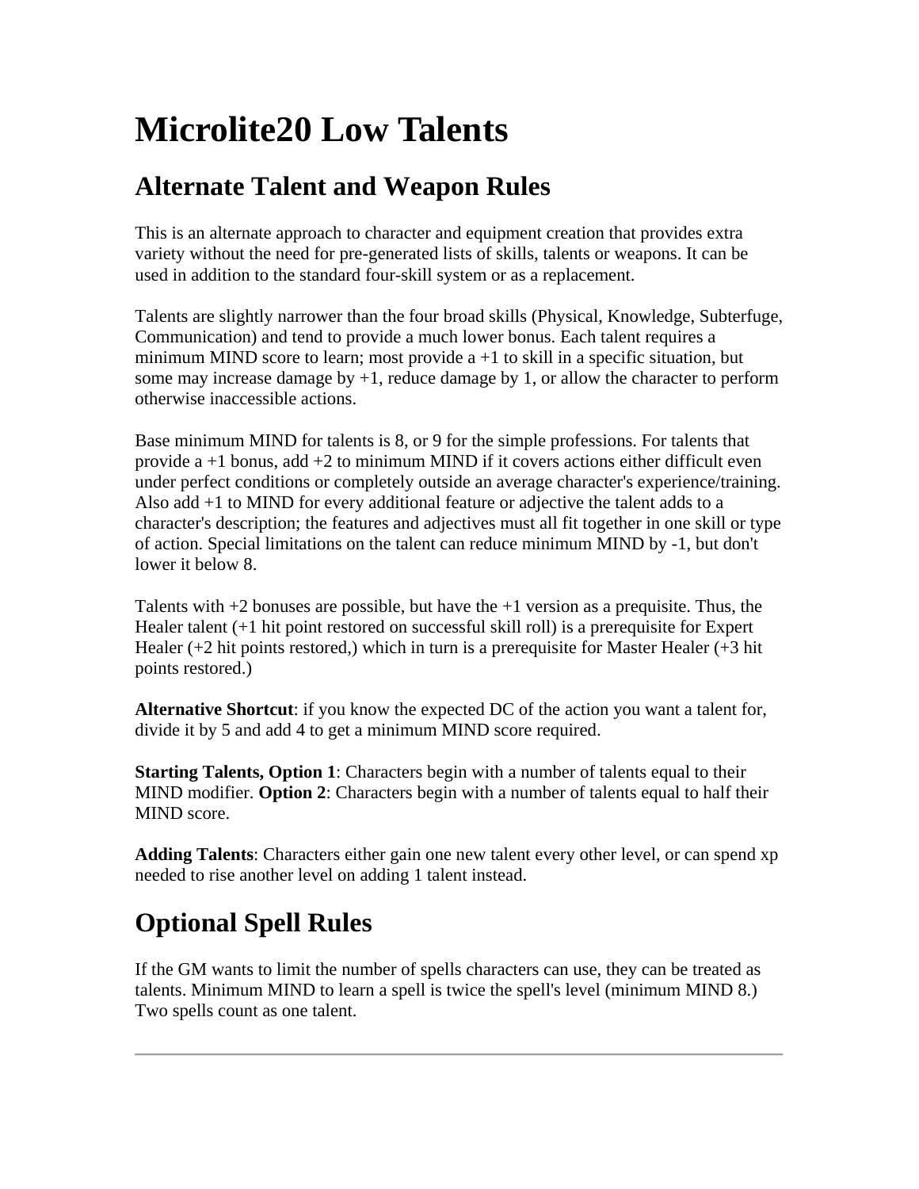# Microlite20 Low Talents

## Alternate Talent and Weapon Rules

This is an alternate approach to character and equipment creation that provides extra variety without the need for pre-generated lists of skills, talents or weapons. It can be used in addition to the standard four-skill system or as a replacement.

Talents are slightly narrower than the four broad skills (Physical, Knowledge, Subterfuge, Communication) and tend to provide a much lower bonus. Each talent requires a minimum MIND score to learn; most provide a +1 to skill in a specific situation, but some may increase damage by +1, reduce damage by 1, or allow the character to perform otherwise inaccessible actions.

Base minimum MIND for talents is 8, or 9 for the simple professions. For talents that provide a +1 bonus, add +2 to minimum MIND if it covers actions either difficult even under perfect conditions or completely outside an average character's experience/training. Also add +1 to MIND for every additional feature or adjective the talent adds to a character's description; the features and adjectives must all fit together in one skill or type of action. Special limitations on the talent can reduce minimum MIND by -1, but don't lower it below 8.

Talents with +2 bonuses are possible, but have the +1 version as a prequisite. Thus, the Healer talent (+1 hit point restored on successful skill roll) is a prerequisite for Expert Healer (+2 hit points restored,) which in turn is a prerequisite for Master Healer (+3 hit points restored.)

**Alternative Shortcut**: if you know the expected DC of the action you want a talent for, divide it by 5 and add 4 to get a minimum MIND score required.

**Starting Talents, Option 1**: Characters begin with a number of talents equal to their MIND modifier. **Option 2**: Characters begin with a number of talents equal to half their MIND score.

**Adding Talents**: Characters either gain one new talent every other level, or can spend xp needed to rise another level on adding 1 talent instead.

## Optional Spell Rules

If the GM wants to limit the number of spells characters can use, they can be treated as talents. Minimum MIND to learn a spell is twice the spell's level (minimum MIND 8.) Two spells count as one talent.

---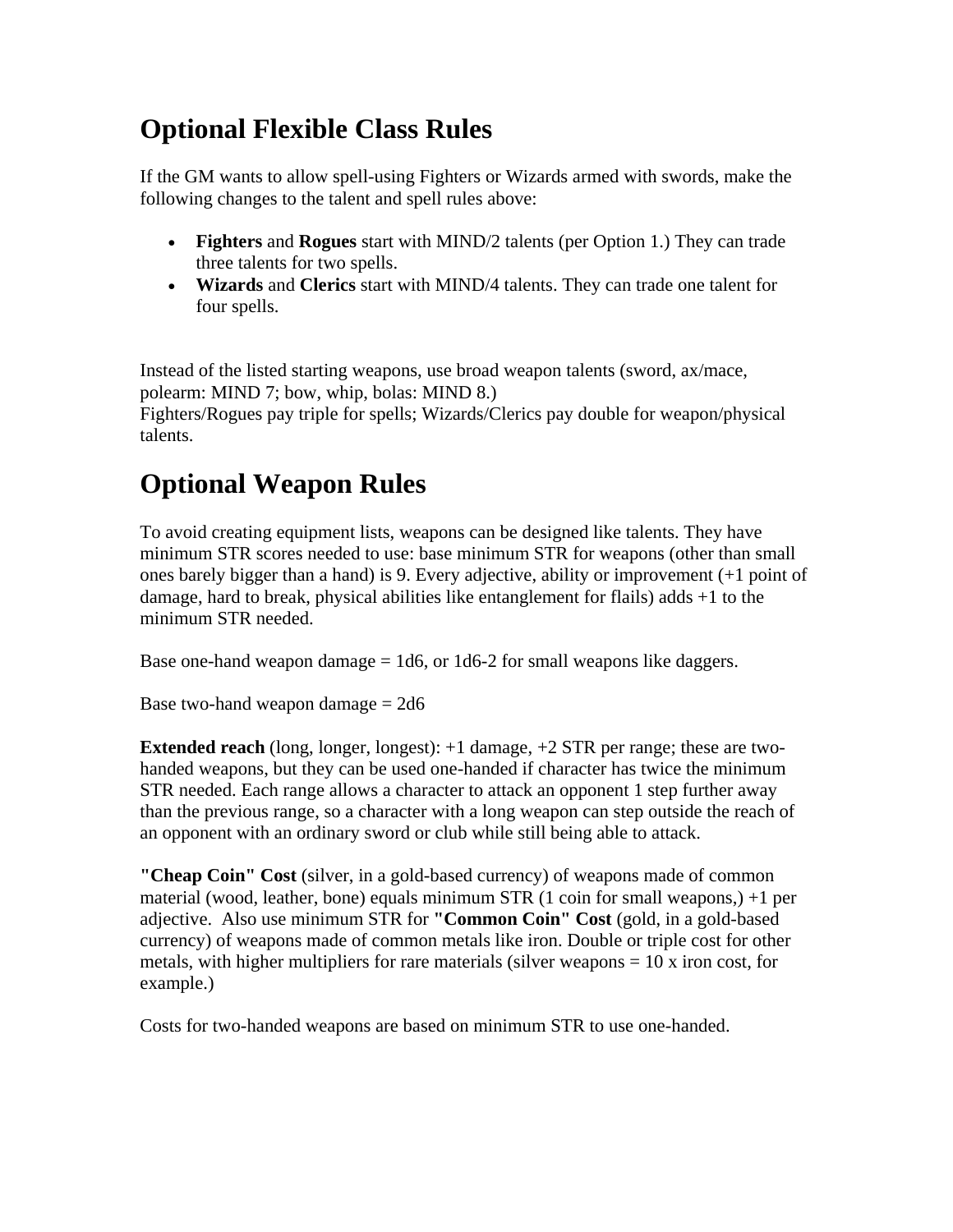## Optional Flexible Class Rules

If the GM wants to allow spell-using Fighters or Wizards armed with swords, make the following changes to the talent and spell rules above:

- **Fighters** and **Rogues** start with MIND/2 talents (per Option 1.) They can trade three talents for two spells.
- **Wizards** and **Clerics** start with MIND/4 talents. They can trade one talent for four spells.

Instead of the listed starting weapons, use broad weapon talents (sword, ax/mace, polearm: MIND 7; bow, whip, bolas: MIND 8.)
Fighters/Rogues pay triple for spells; Wizards/Clerics pay double for weapon/physical talents.

## Optional Weapon Rules

To avoid creating equipment lists, weapons can be designed like talents. They have minimum STR scores needed to use: base minimum STR for weapons (other than small ones barely bigger than a hand) is 9. Every adjective, ability or improvement (+1 point of damage, hard to break, physical abilities like entanglement for flails) adds +1 to the minimum STR needed.

Base one-hand weapon damage = 1d6, or 1d6-2 for small weapons like daggers.

Base two-hand weapon damage = 2d6

**Extended reach** (long, longer, longest): +1 damage, +2 STR per range; these are two-handed weapons, but they can be used one-handed if character has twice the minimum STR needed. Each range allows a character to attack an opponent 1 step further away than the previous range, so a character with a long weapon can step outside the reach of an opponent with an ordinary sword or club while still being able to attack.

**"Cheap Coin" Cost** (silver, in a gold-based currency) of weapons made of common material (wood, leather, bone) equals minimum STR (1 coin for small weapons,) +1 per adjective. Also use minimum STR for **"Common Coin" Cost** (gold, in a gold-based currency) of weapons made of common metals like iron. Double or triple cost for other metals, with higher multipliers for rare materials (silver weapons = 10 x iron cost, for example.)

Costs for two-handed weapons are based on minimum STR to use one-handed.